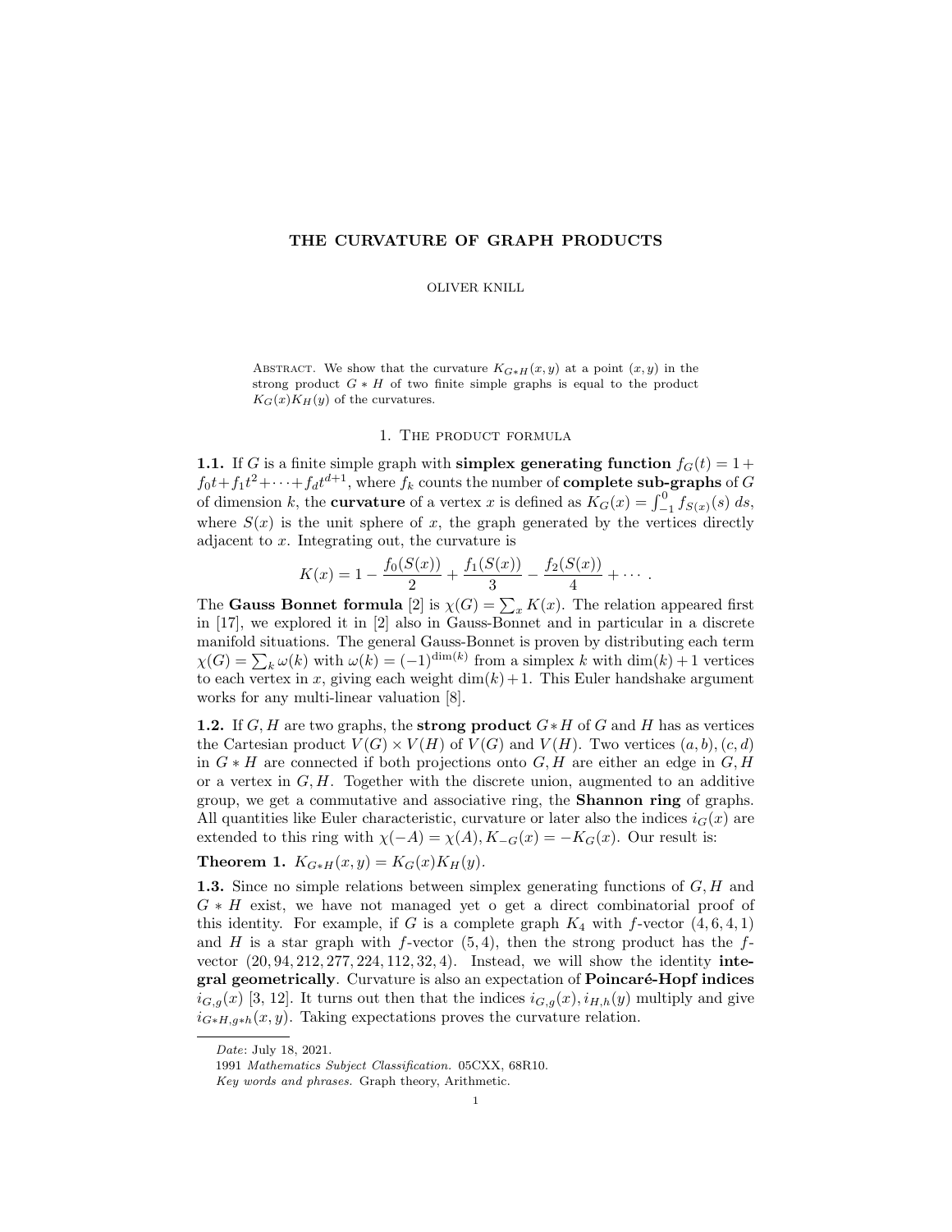# THE CURVATURE OF GRAPH PRODUCTS

OLIVER KNILL

Abstract. We show that the curvature $K_{G*H}(x,y)$ at a point $(x,y)$ in the strong product $G*H$ of two finite simple graphs is equal to the product $K_G(x)K_H(y)$ of the curvatures.

## 1. The product formula

**1.1.** If $G$ is a finite simple graph with **simplex generating function** $f_G(t) = 1 + f_0 t + f_1 t^2 + \cdots + f_d t^{d+1}$, where $f_k$ counts the number of **complete sub-graphs** of $G$ of dimension $k$, the **curvature** of a vertex $x$ is defined as $K_G(x) = \int_{-1}^0 f_{S(x)}(s)\, ds$, where $S(x)$ is the unit sphere of $x$, the graph generated by the vertices directly adjacent to $x$. Integrating out, the curvature is

$$K(x) = 1 - \frac{f_0(S(x))}{2} + \frac{f_1(S(x))}{3} - \frac{f_2(S(x))}{4} + \cdots .$$

The **Gauss Bonnet formula** [2] is $\chi(G) = \sum_x K(x)$. The relation appeared first in [17], we explored it in [2] also in Gauss-Bonnet and in particular in a discrete manifold situations. The general Gauss-Bonnet is proven by distributing each term $\chi(G) = \sum_k \omega(k)$ with $\omega(k) = (-1)^{\dim(k)}$ from a simplex $k$ with $\dim(k)+1$ vertices to each vertex in $x$, giving each weight $\dim(k)+1$. This Euler handshake argument works for any multi-linear valuation [8].

**1.2.** If $G, H$ are two graphs, the **strong product** $G*H$ of $G$ and $H$ has as vertices the Cartesian product $V(G) \times V(H)$ of $V(G)$ and $V(H)$. Two vertices $(a,b),(c,d)$ in $G*H$ are connected if both projections onto $G, H$ are either an edge in $G, H$ or a vertex in $G, H$. Together with the discrete union, augmented to an additive group, we get a commutative and associative ring, the **Shannon ring** of graphs. All quantities like Euler characteristic, curvature or later also the indices $i_G(x)$ are extended to this ring with $\chi(-A) = \chi(A), K_{-G}(x) = -K_G(x)$. Our result is:

**Theorem 1.** $K_{G*H}(x,y) = K_G(x)K_H(y)$.

**1.3.** Since no simple relations between simplex generating functions of $G, H$ and $G*H$ exist, we have not managed yet o get a direct combinatorial proof of this identity. For example, if $G$ is a complete graph $K_4$ with $f$-vector $(4,6,4,1)$ and $H$ is a star graph with $f$-vector $(5,4)$, then the strong product has the $f$-vector $(20,94,212,277,224,112,32,4)$. Instead, we will show the identity **integral geometrically**. Curvature is also an expectation of **Poincaré-Hopf indices** $i_{G,g}(x)$ [3, 12]. It turns out then that the indices $i_{G,g}(x), i_{H,h}(y)$ multiply and give $i_{G*H,g*h}(x,y)$. Taking expectations proves the curvature relation.

---

*Date*: July 18, 2021.

1991 *Mathematics Subject Classification.* 05CXX, 68R10.

*Key words and phrases.* Graph theory, Arithmetic.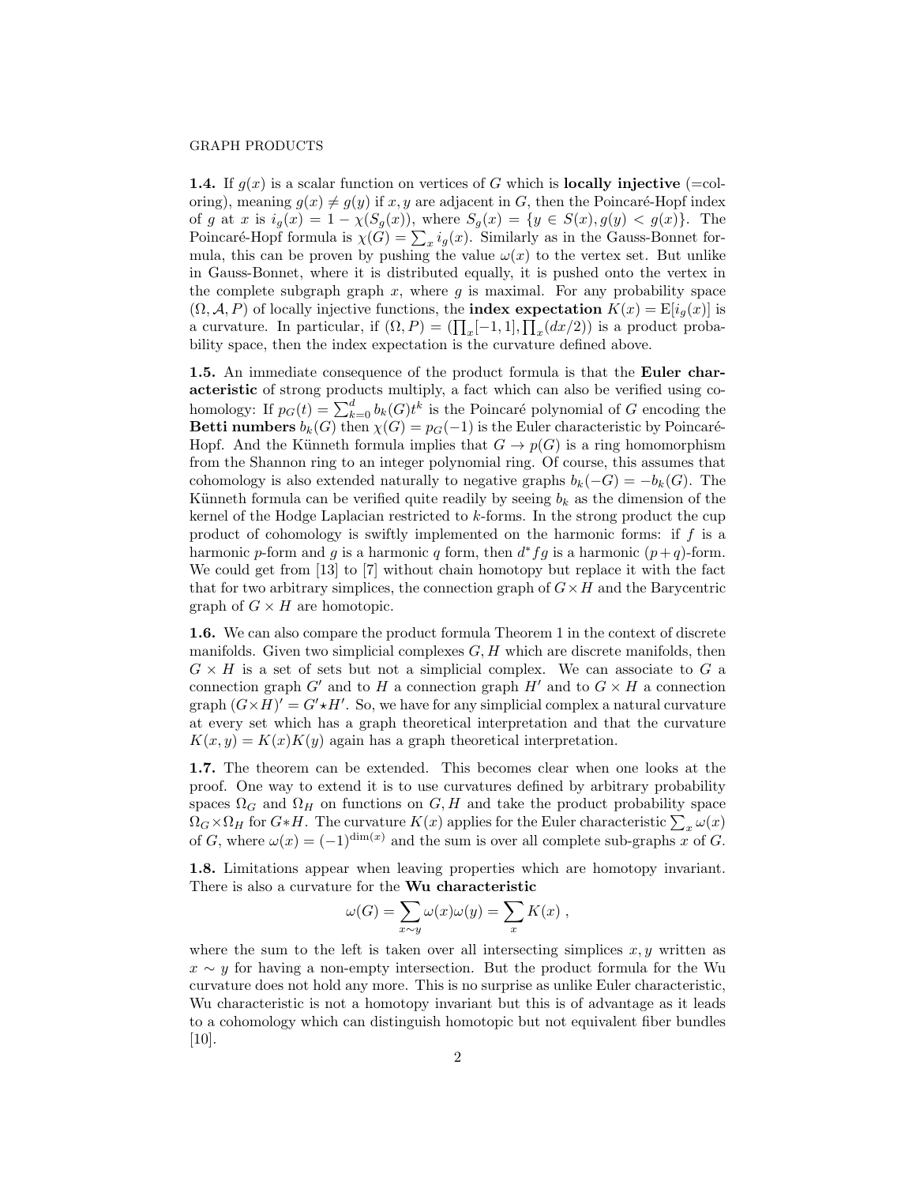**1.4.** If $g(x)$ is a scalar function on vertices of $G$ which is **locally injective** (=coloring), meaning $g(x) \neq g(y)$ if $x, y$ are adjacent in $G$, then the Poincaré-Hopf index of $g$ at $x$ is $i_g(x) = 1 - \chi(S_g(x))$, where $S_g(x) = \{y \in S(x), g(y) < g(x)\}$. The Poincaré-Hopf formula is $\chi(G) = \sum_x i_g(x)$. Similarly as in the Gauss-Bonnet formula, this can be proven by pushing the value $\omega(x)$ to the vertex set. But unlike in Gauss-Bonnet, where it is distributed equally, it is pushed onto the vertex in the complete subgraph graph $x$, where $g$ is maximal. For any probability space $(\Omega, \mathcal{A}, P)$ of locally injective functions, the **index expectation** $K(x) = \mathrm{E}[i_g(x)]$ is a curvature. In particular, if $(\Omega, P) = (\prod_x [-1, 1], \prod_x (dx/2))$ is a product probability space, then the index expectation is the curvature defined above.

**1.5.** An immediate consequence of the product formula is that the **Euler characteristic** of strong products multiply, a fact which can also be verified using cohomology: If $p_G(t) = \sum_{k=0}^{d} b_k(G) t^k$ is the Poincaré polynomial of $G$ encoding the **Betti numbers** $b_k(G)$ then $\chi(G) = p_G(-1)$ is the Euler characteristic by Poincaré-Hopf. And the Künneth formula implies that $G \to p(G)$ is a ring homomorphism from the Shannon ring to an integer polynomial ring. Of course, this assumes that cohomology is also extended naturally to negative graphs $b_k(-G) = -b_k(G)$. The Künneth formula can be verified quite readily by seeing $b_k$ as the dimension of the kernel of the Hodge Laplacian restricted to $k$-forms. In the strong product the cup product of cohomology is swiftly implemented on the harmonic forms: if $f$ is a harmonic $p$-form and $g$ is a harmonic $q$ form, then $d^* fg$ is a harmonic $(p+q)$-form. We could get from [13] to [7] without chain homotopy but replace it with the fact that for two arbitrary simplices, the connection graph of $G \times H$ and the Barycentric graph of $G \times H$ are homotopic.

**1.6.** We can also compare the product formula Theorem 1 in the context of discrete manifolds. Given two simplicial complexes $G, H$ which are discrete manifolds, then $G \times H$ is a set of sets but not a simplicial complex. We can associate to $G$ a connection graph $G'$ and to $H$ a connection graph $H'$ and to $G \times H$ a connection graph $(G \times H)' = G' \star H'$. So, we have for any simplicial complex a natural curvature at every set which has a graph theoretical interpretation and that the curvature $K(x, y) = K(x)K(y)$ again has a graph theoretical interpretation.

**1.7.** The theorem can be extended. This becomes clear when one looks at the proof. One way to extend it is to use curvatures defined by arbitrary probability spaces $\Omega_G$ and $\Omega_H$ on functions on $G, H$ and take the product probability space $\Omega_G \times \Omega_H$ for $G * H$. The curvature $K(x)$ applies for the Euler characteristic $\sum_x \omega(x)$ of $G$, where $\omega(x) = (-1)^{\dim(x)}$ and the sum is over all complete sub-graphs $x$ of $G$.

**1.8.** Limitations appear when leaving properties which are homotopy invariant. There is also a curvature for the **Wu characteristic**

$$\omega(G) = \sum_{x \sim y} \omega(x)\omega(y) = \sum_x K(x) ,$$

where the sum to the left is taken over all intersecting simplices $x, y$ written as $x \sim y$ for having a non-empty intersection. But the product formula for the Wu curvature does not hold any more. This is no surprise as unlike Euler characteristic, Wu characteristic is not a homotopy invariant but this is of advantage as it leads to a cohomology which can distinguish homotopic but not equivalent fiber bundles [10].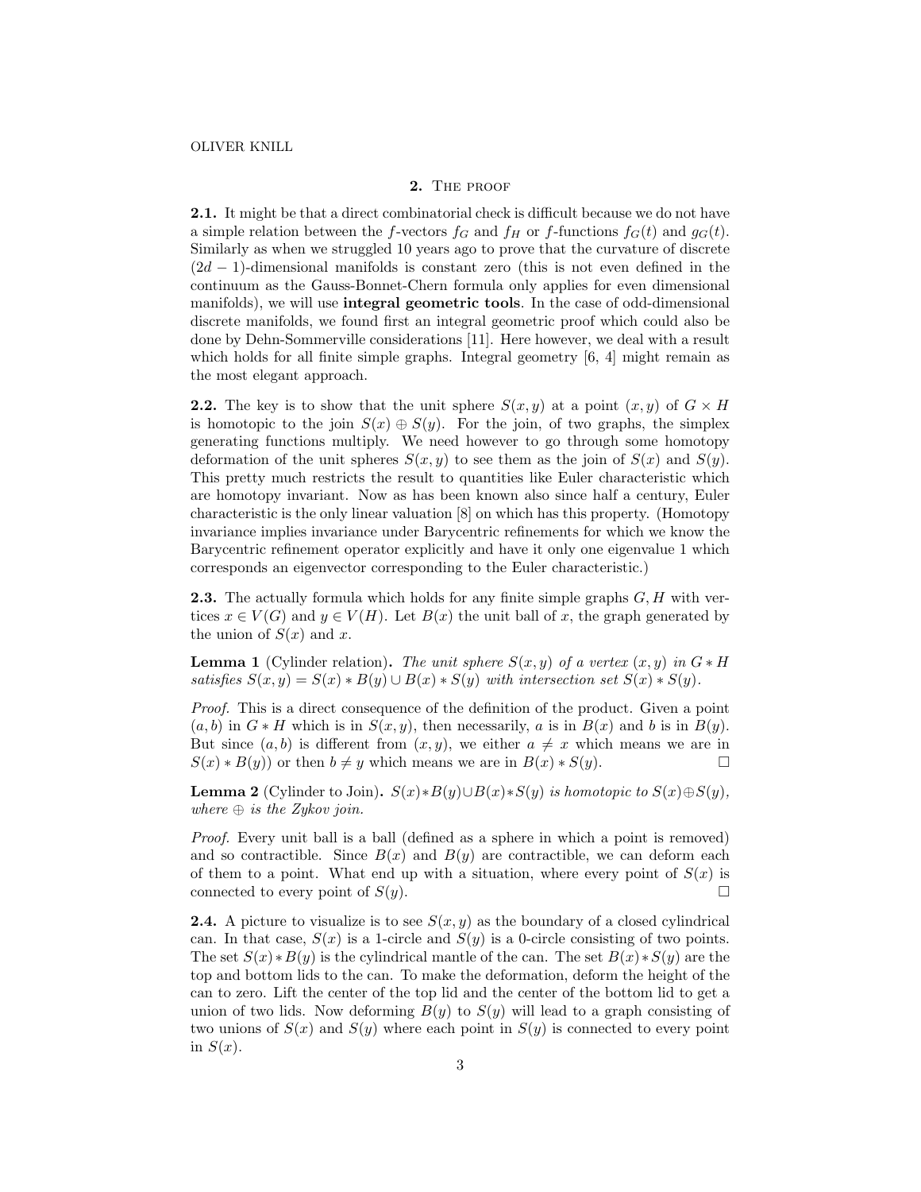## 2. The proof

**2.1.** It might be that a direct combinatorial check is difficult because we do not have a simple relation between the $f$-vectors $f_G$ and $f_H$ or $f$-functions $f_G(t)$ and $g_G(t)$. Similarly as when we struggled 10 years ago to prove that the curvature of discrete $(2d-1)$-dimensional manifolds is constant zero (this is not even defined in the continuum as the Gauss-Bonnet-Chern formula only applies for even dimensional manifolds), we will use **integral geometric tools**. In the case of odd-dimensional discrete manifolds, we found first an integral geometric proof which could also be done by Dehn-Sommerville considerations [11]. Here however, we deal with a result which holds for all finite simple graphs. Integral geometry [6, 4] might remain as the most elegant approach.

**2.2.** The key is to show that the unit sphere $S(x,y)$ at a point $(x,y)$ of $G \times H$ is homotopic to the join $S(x) \oplus S(y)$. For the join, of two graphs, the simplex generating functions multiply. We need however to go through some homotopy deformation of the unit spheres $S(x,y)$ to see them as the join of $S(x)$ and $S(y)$. This pretty much restricts the result to quantities like Euler characteristic which are homotopy invariant. Now as has been known also since half a century, Euler characteristic is the only linear valuation [8] on which has this property. (Homotopy invariance implies invariance under Barycentric refinements for which we know the Barycentric refinement operator explicitly and have it only one eigenvalue 1 which corresponds an eigenvector corresponding to the Euler characteristic.)

**2.3.** The actually formula which holds for any finite simple graphs $G, H$ with vertices $x \in V(G)$ and $y \in V(H)$. Let $B(x)$ the unit ball of $x$, the graph generated by the union of $S(x)$ and $x$.

**Lemma 1** (Cylinder relation). *The unit sphere $S(x,y)$ of a vertex $(x,y)$ in $G * H$ satisfies $S(x,y) = S(x) * B(y) \cup B(x) * S(y)$ with intersection set $S(x) * S(y)$.*

*Proof.* This is a direct consequence of the definition of the product. Given a point $(a,b)$ in $G * H$ which is in $S(x,y)$, then necessarily, $a$ is in $B(x)$ and $b$ is in $B(y)$. But since $(a,b)$ is different from $(x,y)$, we either $a \neq x$ which means we are in $S(x) * B(y)$) or then $b \neq y$ which means we are in $B(x) * S(y)$. $\square$

**Lemma 2** (Cylinder to Join). *$S(x) * B(y) \cup B(x) * S(y)$ is homotopic to $S(x) \oplus S(y)$, where $\oplus$ is the Zykov join.*

*Proof.* Every unit ball is a ball (defined as a sphere in which a point is removed) and so contractible. Since $B(x)$ and $B(y)$ are contractible, we can deform each of them to a point. What end up with a situation, where every point of $S(x)$ is connected to every point of $S(y)$. $\square$

**2.4.** A picture to visualize is to see $S(x,y)$ as the boundary of a closed cylindrical can. In that case, $S(x)$ is a 1-circle and $S(y)$ is a 0-circle consisting of two points. The set $S(x) * B(y)$ is the cylindrical mantle of the can. The set $B(x) * S(y)$ are the top and bottom lids to the can. To make the deformation, deform the height of the can to zero. Lift the center of the top lid and the center of the bottom lid to get a union of two lids. Now deforming $B(y)$ to $S(y)$ will lead to a graph consisting of two unions of $S(x)$ and $S(y)$ where each point in $S(y)$ is connected to every point in $S(x)$.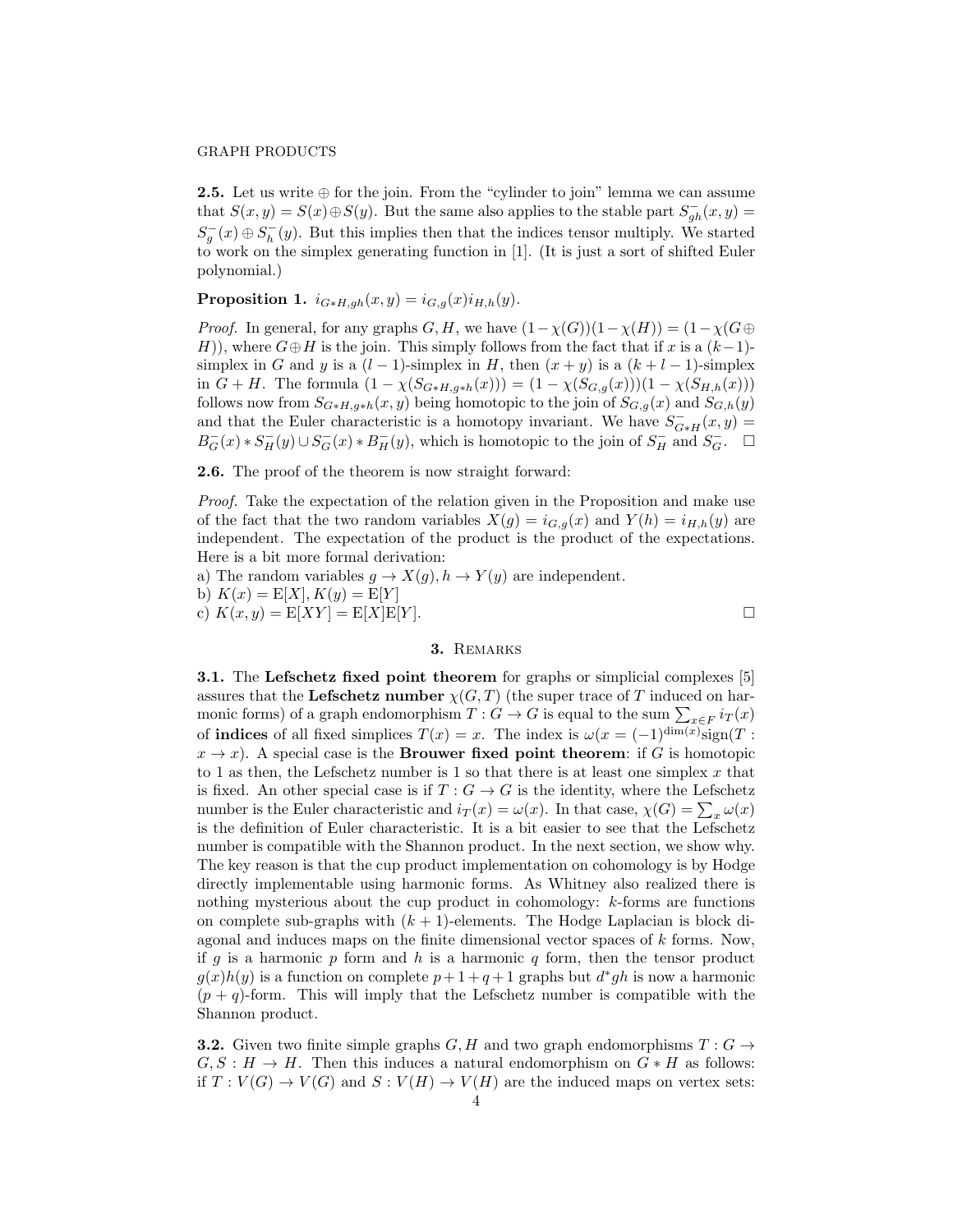**2.5.** Let us write $\oplus$ for the join. From the "cylinder to join" lemma we can assume that $S(x,y) = S(x) \oplus S(y)$. But the same also applies to the stable part $S^-_{gh}(x,y) = S^-_g(x) \oplus S^-_h(y)$. But this implies then that the indices tensor multiply. We started to work on the simplex generating function in [1]. (It is just a sort of shifted Euler polynomial.)

**Proposition 1.** $i_{G*H,gh}(x,y) = i_{G,g}(x) i_{H,h}(y)$.

*Proof.* In general, for any graphs $G, H$, we have $(1-\chi(G))(1-\chi(H)) = (1-\chi(G \oplus H))$, where $G \oplus H$ is the join. This simply follows from the fact that if $x$ is a $(k-1)$-simplex in $G$ and $y$ is a $(l-1)$-simplex in $H$, then $(x+y)$ is a $(k+l-1)$-simplex in $G+H$. The formula $(1-\chi(S_{G*H,g*h}(x))) = (1-\chi(S_{G,g}(x)))(1-\chi(S_{H,h}(x)))$ follows now from $S_{G*H,g*h}(x,y)$ being homotopic to the join of $S_{G,g}(x)$ and $S_{G,h}(y)$ and that the Euler characteristic is a homotopy invariant. We have $S^-_{G*H}(x,y) = B^-_G(x) * S^-_H(y) \cup S^-_G(x) * B^-_H(y)$, which is homotopic to the join of $S^-_H$ and $S^-_G$. $\square$

**2.6.** The proof of the theorem is now straight forward:

*Proof.* Take the expectation of the relation given in the Proposition and make use of the fact that the two random variables $X(g) = i_{G,g}(x)$ and $Y(h) = i_{H,h}(y)$ are independent. The expectation of the product is the product of the expectations. Here is a bit more formal derivation:
a) The random variables $g \to X(g), h \to Y(y)$ are independent.
b) $K(x) = \mathrm{E}[X], K(y) = \mathrm{E}[Y]$
c) $K(x,y) = \mathrm{E}[XY] = \mathrm{E}[X]\mathrm{E}[Y]$. $\square$

## 3. Remarks

**3.1.** The **Lefschetz fixed point theorem** for graphs or simplicial complexes [5] assures that the **Lefschetz number** $\chi(G,T)$ (the super trace of $T$ induced on harmonic forms) of a graph endomorphism $T : G \to G$ is equal to the sum $\sum_{x \in F} i_T(x)$ of **indices** of all fixed simplices $T(x) = x$. The index is $\omega(x = (-1)^{\dim(x)}\mathrm{sign}(T : x \to x)$. A special case is the **Brouwer fixed point theorem**: if $G$ is homotopic to 1 as then, the Lefschetz number is 1 so that there is at least one simplex $x$ that is fixed. An other special case is if $T : G \to G$ is the identity, where the Lefschetz number is the Euler characteristic and $i_T(x) = \omega(x)$. In that case, $\chi(G) = \sum_x \omega(x)$ is the definition of Euler characteristic. It is a bit easier to see that the Lefschetz number is compatible with the Shannon product. In the next section, we show why. The key reason is that the cup product implementation on cohomology is by Hodge directly implementable using harmonic forms. As Whitney also realized there is nothing mysterious about the cup product in cohomology: $k$-forms are functions on complete sub-graphs with $(k+1)$-elements. The Hodge Laplacian is block diagonal and induces maps on the finite dimensional vector spaces of $k$ forms. Now, if $g$ is a harmonic $p$ form and $h$ is a harmonic $q$ form, then the tensor product $g(x)h(y)$ is a function on complete $p+1+q+1$ graphs but $d^*gh$ is now a harmonic $(p+q)$-form. This will imply that the Lefschetz number is compatible with the Shannon product.

**3.2.** Given two finite simple graphs $G, H$ and two graph endomorphisms $T : G \to G, S : H \to H$. Then this induces a natural endomorphism on $G * H$ as follows: if $T : V(G) \to V(G)$ and $S : V(H) \to V(H)$ are the induced maps on vertex sets: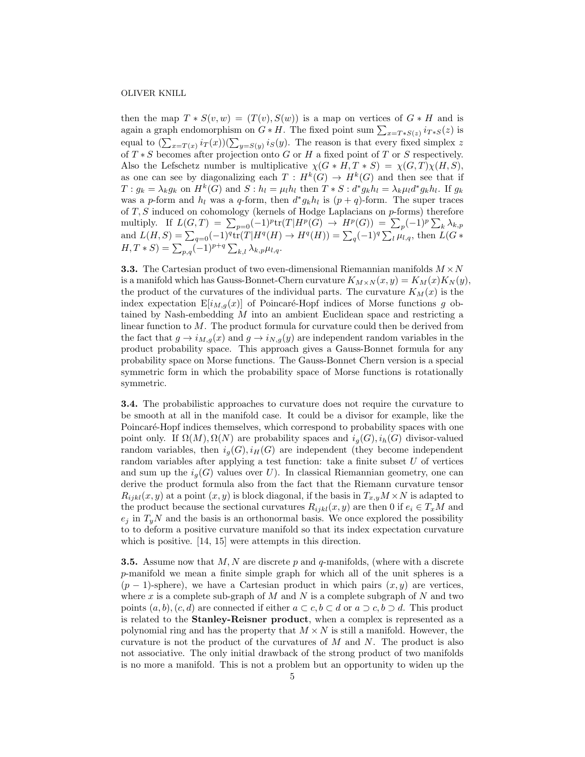then the map $T * S(v,w) = (T(v), S(w))$ is a map on vertices of $G * H$ and is again a graph endomorphism on $G * H$. The fixed point sum $\sum_{x=T*S(z)} i_{T*S}(z)$ is equal to $(\sum_{x=T(x)} i_T(x))(\sum_{y=S(y)} i_S(y)$. The reason is that every fixed simplex $z$ of $T * S$ becomes after projection onto $G$ or $H$ a fixed point of $T$ or $S$ respectively. Also the Lefschetz number is multiplicative $\chi(G * H, T * S) = \chi(G,T)\chi(H,S)$, as one can see by diagonalizing each $T : H^k(G) \to H^k(G)$ and then see that if $T : g_k = \lambda_k g_k$ on $H^k(G)$ and $S : h_l = \mu_l h_l$ then $T * S : d^* g_k h_l = \lambda_k \mu_l d^* g_k h_l$. If $g_k$ was a $p$-form and $h_l$ was a $q$-form, then $d^* g_k h_l$ is $(p+q)$-form. The super traces of $T, S$ induced on cohomology (kernels of Hodge Laplacians on $p$-forms) therefore multiply. If $L(G,T) = \sum_{p=0}(-1)^p \text{tr}(T|H^p(G) \to H^p(G)) = \sum_p (-1)^p \sum_k \lambda_{k,p}$ and $L(H,S) = \sum_{q=0}(-1)^q \text{tr}(T|H^q(H) \to H^q(H)) = \sum_q (-1)^q \sum_l \mu_{l,q}$, then $L(G * H, T * S) = \sum_{p,q}(-1)^{p+q} \sum_{k,l} \lambda_{k,p}\mu_{l,q}$.

**3.3.** The Cartesian product of two even-dimensional Riemannian manifolds $M \times N$ is a manifold which has Gauss-Bonnet-Chern curvature $K_{M\times N}(x,y) = K_M(x)K_N(y)$, the product of the curvatures of the individual parts. The curvature $K_M(x)$ is the index expectation $\text{E}[i_{M,g}(x)]$ of Poincaré-Hopf indices of Morse functions $g$ obtained by Nash-embedding $M$ into an ambient Euclidean space and restricting a linear function to $M$. The product formula for curvature could then be derived from the fact that $g \to i_{M,g}(x)$ and $g \to i_{N,g}(y)$ are independent random variables in the product probability space. This approach gives a Gauss-Bonnet formula for any probability space on Morse functions. The Gauss-Bonnet Chern version is a special symmetric form in which the probability space of Morse functions is rotationally symmetric.

**3.4.** The probabilistic approaches to curvature does not require the curvature to be smooth at all in the manifold case. It could be a divisor for example, like the Poincaré-Hopf indices themselves, which correspond to probability spaces with one point only. If $\Omega(M), \Omega(N)$ are probability spaces and $i_g(G), i_h(G)$ divisor-valued random variables, then $i_g(G), i_H(G)$ are independent (they become independent random variables after applying a test function: take a finite subset $U$ of vertices and sum up the $i_g(G)$ values over $U$). In classical Riemannian geometry, one can derive the product formula also from the fact that the Riemann curvature tensor $R_{ijkl}(x,y)$ at a point $(x,y)$ is block diagonal, if the basis in $T_{x,y}M \times N$ is adapted to the product because the sectional curvatures $R_{ijkl}(x,y)$ are then 0 if $e_i \in T_x M$ and $e_j$ in $T_y N$ and the basis is an orthonormal basis. We once explored the possibility to to deform a positive curvature manifold so that its index expectation curvature which is positive. [14, 15] were attempts in this direction.

**3.5.** Assume now that $M, N$ are discrete $p$ and $q$-manifolds, (where with a discrete $p$-manifold we mean a finite simple graph for which all of the unit spheres is a $(p-1)$-sphere), we have a Cartesian product in which pairs $(x,y)$ are vertices, where $x$ is a complete sub-graph of $M$ and $N$ is a complete subgraph of $N$ and two points $(a,b),(c,d)$ are connected if either $a \subset c, b \subset d$ or $a \supset c, b \supset d$. This product is related to the **Stanley-Reisner product**, when a complex is represented as a polynomial ring and has the property that $M \times N$ is still a manifold. However, the curvature is not the product of the curvatures of $M$ and $N$. The product is also not associative. The only initial drawback of the strong product of two manifolds is no more a manifold. This is not a problem but an opportunity to widen up the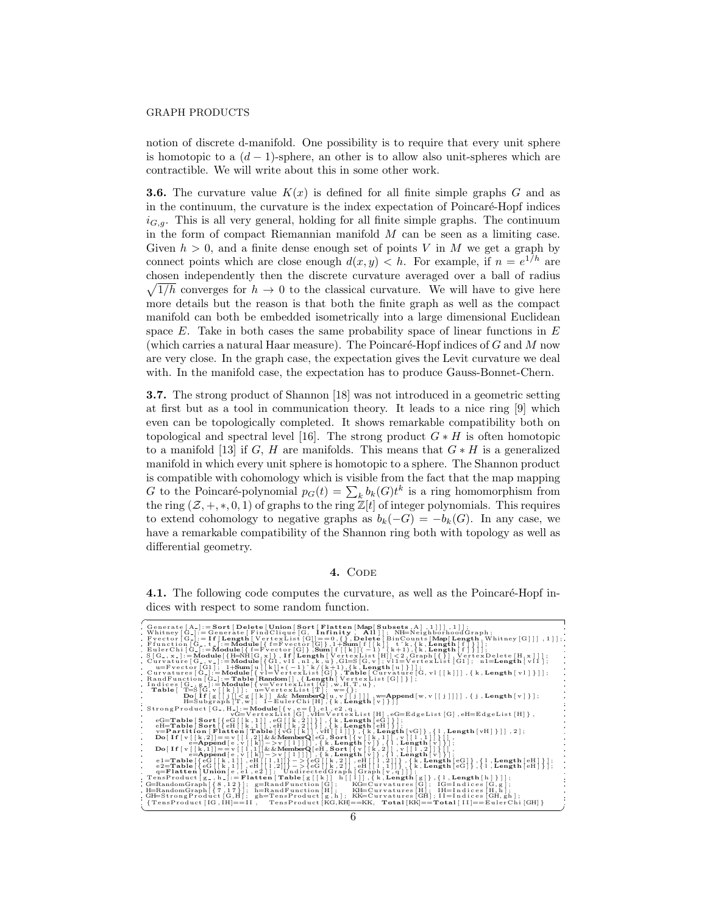notion of discrete d-manifold. One possibility is to require that every unit sphere is homotopic to a $(d-1)$-sphere, an other is to allow also unit-spheres which are contractible. We will write about this in some other work.

**3.6.** The curvature value $K(x)$ is defined for all finite simple graphs $G$ and as in the continuum, the curvature is the index expectation of Poincaré-Hopf indices $i_{G,g}$. This is all very general, holding for all finite simple graphs. The continuum in the form of compact Riemannian manifold $M$ can be seen as a limiting case. Given $h > 0$, and a finite dense enough set of points $V$ in $M$ we get a graph by connect points which are close enough $d(x,y) < h$. For example, if $n = e^{1/h}$ are chosen independently then the discrete curvature averaged over a ball of radius $\sqrt{1/h}$ converges for $h \to 0$ to the classical curvature. We will have to give here more details but the reason is that both the finite graph as well as the compact manifold can both be embedded isometrically into a large dimensional Euclidean space $E$. Take in both cases the same probability space of linear functions in $E$ (which carries a natural Haar measure). The Poincaré-Hopf indices of $G$ and $M$ now are very close. In the graph case, the expectation gives the Levit curvature we deal with. In the manifold case, the expectation has to produce Gauss-Bonnet-Chern.

**3.7.** The strong product of Shannon [18] was not introduced in a geometric setting at first but as a tool in communication theory. It leads to a nice ring [9] which even can be topologically completed. It shows remarkable compatibility both on topological and spectral level [16]. The strong product $G * H$ is often homotopic to a manifold [13] if $G$, $H$ are manifolds. This means that $G * H$ is a generalized manifold in which every unit sphere is homotopic to a sphere. The Shannon product is compatible with cohomology which is visible from the fact that the map mapping $G$ to the Poincaré-polynomial $p_G(t) = \sum_k b_k(G)t^k$ is a ring homomorphism from the ring $(\mathcal{Z}, +, *, 0, 1)$ of graphs to the ring $\mathbb{Z}[t]$ of integer polynomials. This requires to extend cohomology to negative graphs as $b_k(-G) = -b_k(G)$. In any case, we have a remarkable compatibility of the Shannon ring both with topology as well as differential geometry.

## 4. Code

**4.1.** The following code computes the curvature, as well as the Poincaré-Hopf indices with respect to some random function.

```
Generate[A_]:=Sort[Delete[Union[Sort[Flatten[Map[Subsets,A],1]]],1]];
Whitney[G_]:=Generate[FindClique[G, Infinity, All]]; NH=NeighborhoodGraph;
Fvector[G_]:=If[Length[VertexList[G]]==0,{},Delete[BinCounts[Map[Length,Whitney[G]]],1]];
Ffunction[G_,t_]:=Module[{f=Fvector[G]},1+Sum[f[[k]] t^k,{k,Length[f]}]];
EulerChi[G_]:=Module[{f=Fvector[G]},Sum[f[[k]](-1)^(k+1),{k,Length[f]}]];
S[G_,x_]:=Module[{H=NH[G,x]},If[Length[VertexList[H]]<2,Graph[{}],VertexDelete[H,x]]];
Curvature[G_,v_]:=Module[{G1,vl1,n1,k,u},G1=S[G,v];vl1=VertexList[G1]; n1=Length[vl1];
  u=Fvector[G1]; 1+Sum[u[[k]]*(-1)^k/(k+1),{k,Length[u]}]];
Curvatures[G_]:=Module[{vl=VertexList[G]},Table[Curvature[G,vl[[k]]],{k,Length[vl]}]];
RandFunction[G_]:=Table[Random[],{Length[VertexList[G]]}];
Indices[G_,g_]:=Module[{v=VertexList[G],w,H,T,u},
 Table[ T=S[G,v[[k]]]; u=VertexList[T]; w={};
       Do[If[g[[j]]<g[[k]] && MemberQ[u,v[[j]]],w=Append[w,v[[j]]]],{j,Length[v]}];
       H=Subgraph[T,w]; 1-EulerChi[H],{k,Length[v]}]];
StrongProduct[G_,H_]:=Module[{v,e={},e1,e2,q,
                 vG=VertexList[G],vH=VertexList[H],eG=EdgeList[G],eH=EdgeList[H]},
  eG=Table[Sort[{eG[[k,1]],eG[[k,2]]}],{k,Length[eG]}];
  eH=Table[Sort[{eH[[k,1]],eH[[k,2]]}],{k,Length[eH]}];
  v=Partition[Flatten[Table[{vG[[k]],vH[[l]]},{k,Length[vG]},{l,Length[vH]}]],2];
  Do[If[v[[k,2]]==v[[l,2]]&&MemberQ[eG,Sort[{v[[k,1]],v[[l,1]]}]],
        e=Append[e,v[[k]]->v[[l]]]],{k,Length[v]},{l,Length[v]}];
  Do[If[v[[k,1]]==v[[l,1]]&&MemberQ[eH,Sort[{v[[k,2]],v[[l,2]]}]],
        e=Append[e,v[[k]]->v[[l]]]],{k,Length[v]},{l,Length[v]}];
  e1=Table[{eG[[k,1]],eH[[l,1]]}->{eG[[k,2]],eH[[l,2]]},{k,Length[eG]},{l,Length[eH]}];
  e2=Table[{eG[[k,1]],eH[[l,2]]}->{eG[[k,2]],eH[[l,1]]},{k,Length[eG]},{l,Length[eH]}];
  q=Flatten[Union[e,e1,e2]]; UndirectedGraph[Graph[v,q]]];
TensProduct[g_,h_]:=Flatten[Table[g[[k]] h[[l]],{k,Length[g]},{l,Length[h]}]];
G=RandomGraph[{8,12}]; g=RandFunction[G];    KG=Curvatures[G]; IG=Indices[G,g];
H=RandomGraph[{7,17}]; h=RandFunction[H];    KH=Curvatures[H]; IH=Indices[H,h];
GH=StrongProduct[G,H]; gh=TensProduct[g,h]; KK=Curvatures[GH]; II=Indices[GH,gh];
{TensProduct[IG,IH]==II, TensProduct[KG,KH]==KK, Total[KK]==Total[II]==EulerChi[GH]}
```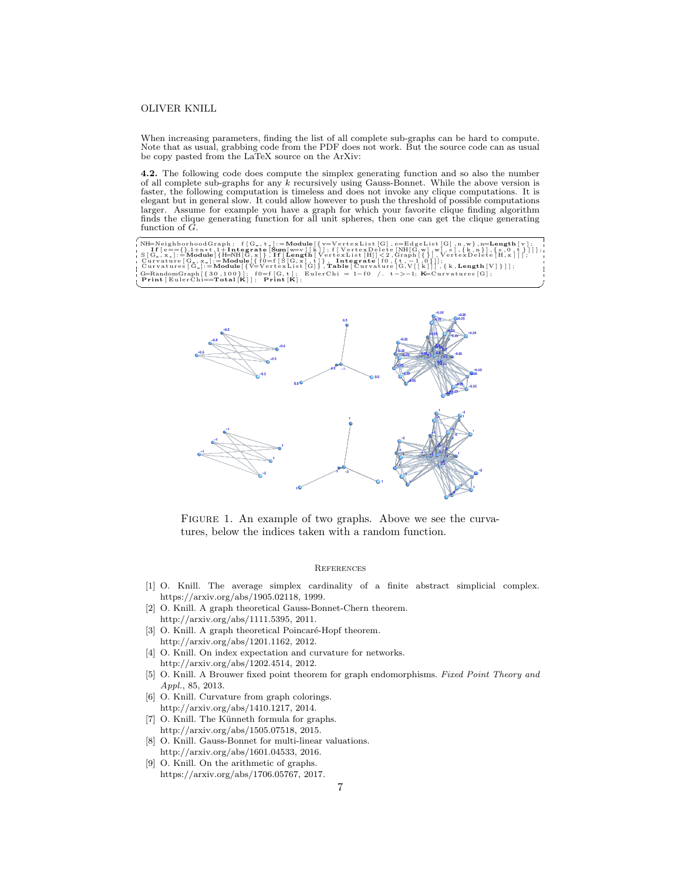When increasing parameters, finding the list of all complete sub-graphs can be hard to compute. Note that as usual, grabbing code from the PDF does not work. But the source code can as usual be copy pasted from the LaTeX source on the ArXiv:

**4.2.** The following code does compute the simplex generating function and so also the number of all complete sub-graphs for any $k$ recursively using Gauss-Bonnet. While the above version is faster, the following computation is timeless and does not invoke any clique computations. It is elegant but in general slow. It could allow however to push the threshold of possible computations larger. Assume for example you have a graph for which your favorite clique finding algorithm finds the clique generating function for all unit spheres, then one can get the clique generating function of $G$.

```
NH=NeighborhoodGraph;  f[G_,t_]:=Module[{v=VertexList[G],e=EdgeList[G],n,w},n=Length[v];
  If[e=={},1+n*t,1+Integrate[Sum[w=v[[k]];f[VertexDelete[NH[G,w],w],s],{k,n}],{s,0,t}]]];
S[G_,x_]:=Module[{H=NH[G,x]},If[Length[VertexList[H]]<2,Graph[{}],VertexDelete[H,x]]];
Curvature[G_,x_]:=Module[{f0=f[S[G,x],t]}, Integrate[f0,{t,-1,0}]];
Curvatures[G_]:=Module[{V=VertexList[G]},Table[Curvature[G,V[[k]]],{k,Length[V]}]];
G=RandomGraph[{30,100}];  f0=f[G,t];  EulerChi = 1-f0 /. t->-1; K=Curvatures[G];
Print[EulerChi==Total[K]];  Print[K];
```

Figure 1. An example of two graphs. Above we see the curvatures, below the indices taken with a random function.

## References

[1] O. Knill. The average simplex cardinality of a finite abstract simplicial complex. https://arxiv.org/abs/1905.02118, 1999.

[2] O. Knill. A graph theoretical Gauss-Bonnet-Chern theorem. http://arxiv.org/abs/1111.5395, 2011.

[3] O. Knill. A graph theoretical Poincaré-Hopf theorem. http://arxiv.org/abs/1201.1162, 2012.

[4] O. Knill. On index expectation and curvature for networks. http://arxiv.org/abs/1202.4514, 2012.

[5] O. Knill. A Brouwer fixed point theorem for graph endomorphisms. *Fixed Point Theory and Appl.*, 85, 2013.

[6] O. Knill. Curvature from graph colorings. http://arxiv.org/abs/1410.1217, 2014.

[7] O. Knill. The Künneth formula for graphs. http://arxiv.org/abs/1505.07518, 2015.

[8] O. Knill. Gauss-Bonnet for multi-linear valuations. http://arxiv.org/abs/1601.04533, 2016.

[9] O. Knill. On the arithmetic of graphs. https://arxiv.org/abs/1706.05767, 2017.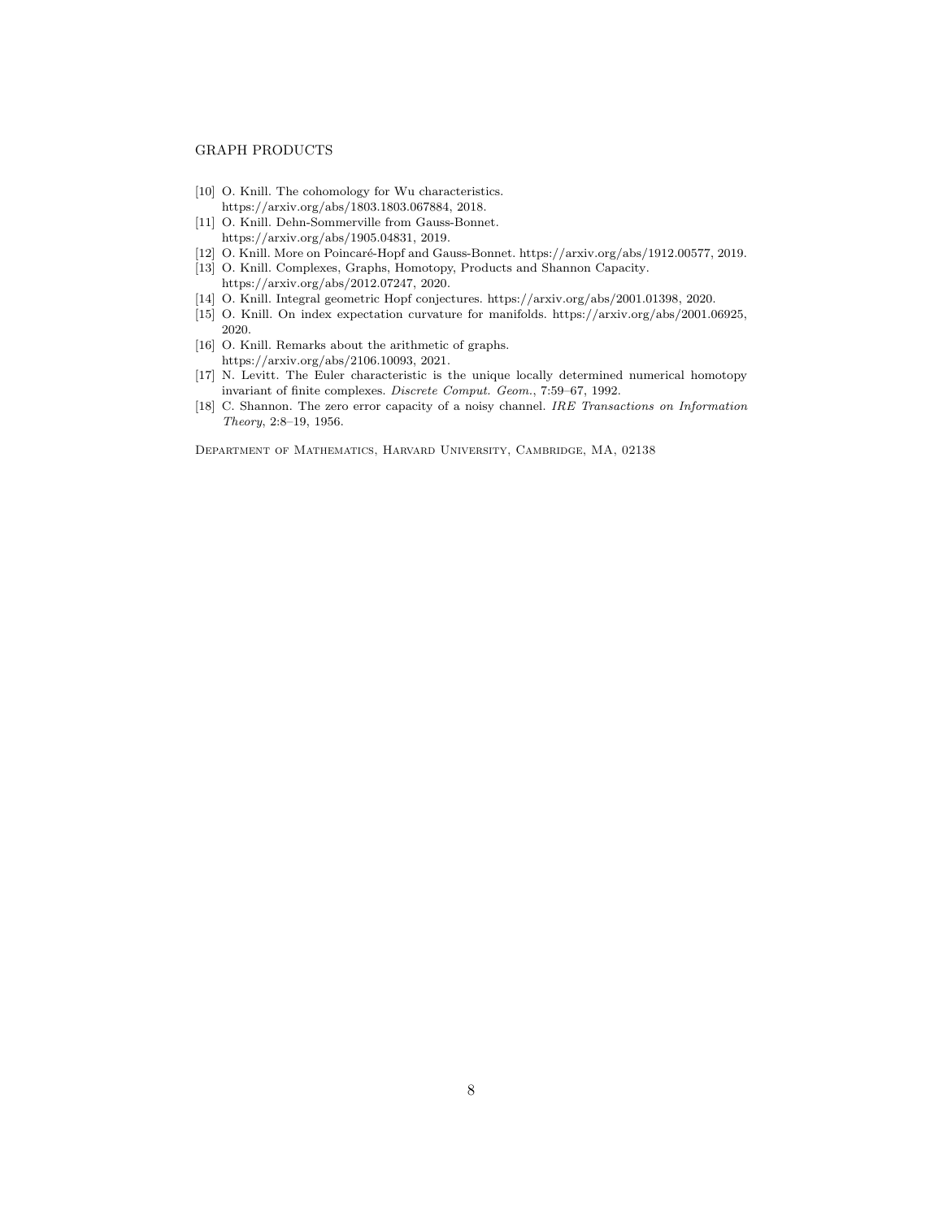[10] O. Knill. The cohomology for Wu characteristics. https://arxiv.org/abs/1803.1803.067884, 2018.
[11] O. Knill. Dehn-Sommerville from Gauss-Bonnet. https://arxiv.org/abs/1905.04831, 2019.
[12] O. Knill. More on Poincaré-Hopf and Gauss-Bonnet. https://arxiv.org/abs/1912.00577, 2019.
[13] O. Knill. Complexes, Graphs, Homotopy, Products and Shannon Capacity. https://arxiv.org/abs/2012.07247, 2020.
[14] O. Knill. Integral geometric Hopf conjectures. https://arxiv.org/abs/2001.01398, 2020.
[15] O. Knill. On index expectation curvature for manifolds. https://arxiv.org/abs/2001.06925, 2020.
[16] O. Knill. Remarks about the arithmetic of graphs. https://arxiv.org/abs/2106.10093, 2021.
[17] N. Levitt. The Euler characteristic is the unique locally determined numerical homotopy invariant of finite complexes. *Discrete Comput. Geom.*, 7:59–67, 1992.
[18] C. Shannon. The zero error capacity of a noisy channel. *IRE Transactions on Information Theory*, 2:8–19, 1956.

Department of Mathematics, Harvard University, Cambridge, MA, 02138